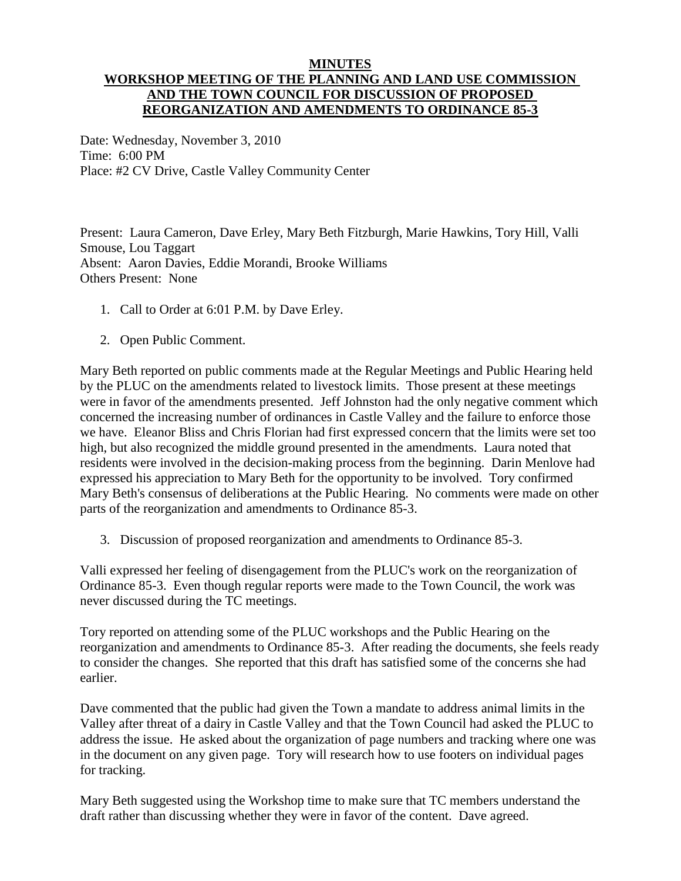# MINUTES
## WORKSHOP MEETING OF THE PLANNING AND LAND USE COMMISSION AND THE TOWN COUNCIL FOR DISCUSSION OF PROPOSED REORGANIZATION AND AMENDMENTS TO ORDINANCE 85-3

Date: Wednesday, November 3, 2010
Time: 6:00 PM
Place: #2 CV Drive, Castle Valley Community Center

Present: Laura Cameron, Dave Erley, Mary Beth Fitzburgh, Marie Hawkins, Tory Hill, Valli Smouse, Lou Taggart
Absent: Aaron Davies, Eddie Morandi, Brooke Williams
Others Present: None

1. Call to Order at 6:01 P.M. by Dave Erley.

2. Open Public Comment.

Mary Beth reported on public comments made at the Regular Meetings and Public Hearing held by the PLUC on the amendments related to livestock limits. Those present at these meetings were in favor of the amendments presented. Jeff Johnston had the only negative comment which concerned the increasing number of ordinances in Castle Valley and the failure to enforce those we have. Eleanor Bliss and Chris Florian had first expressed concern that the limits were set too high, but also recognized the middle ground presented in the amendments. Laura noted that residents were involved in the decision-making process from the beginning. Darin Menlove had expressed his appreciation to Mary Beth for the opportunity to be involved. Tory confirmed Mary Beth's consensus of deliberations at the Public Hearing. No comments were made on other parts of the reorganization and amendments to Ordinance 85-3.

3. Discussion of proposed reorganization and amendments to Ordinance 85-3.

Valli expressed her feeling of disengagement from the PLUC's work on the reorganization of Ordinance 85-3. Even though regular reports were made to the Town Council, the work was never discussed during the TC meetings.

Tory reported on attending some of the PLUC workshops and the Public Hearing on the reorganization and amendments to Ordinance 85-3. After reading the documents, she feels ready to consider the changes. She reported that this draft has satisfied some of the concerns she had earlier.

Dave commented that the public had given the Town a mandate to address animal limits in the Valley after threat of a dairy in Castle Valley and that the Town Council had asked the PLUC to address the issue. He asked about the organization of page numbers and tracking where one was in the document on any given page. Tory will research how to use footers on individual pages for tracking.

Mary Beth suggested using the Workshop time to make sure that TC members understand the draft rather than discussing whether they were in favor of the content. Dave agreed.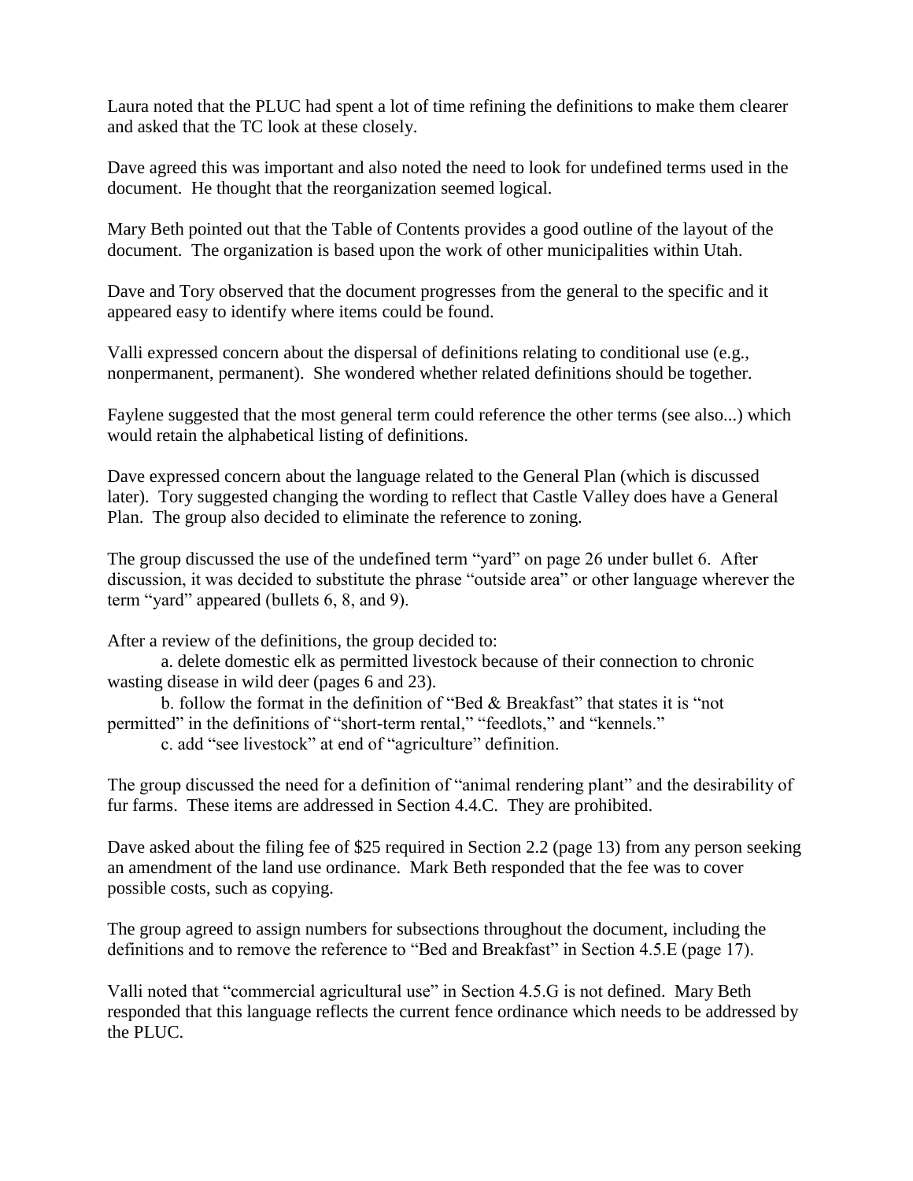Laura noted that the PLUC had spent a lot of time refining the definitions to make them clearer and asked that the TC look at these closely.

Dave agreed this was important and also noted the need to look for undefined terms used in the document. He thought that the reorganization seemed logical.

Mary Beth pointed out that the Table of Contents provides a good outline of the layout of the document. The organization is based upon the work of other municipalities within Utah.

Dave and Tory observed that the document progresses from the general to the specific and it appeared easy to identify where items could be found.

Valli expressed concern about the dispersal of definitions relating to conditional use (e.g., nonpermanent, permanent). She wondered whether related definitions should be together.

Faylene suggested that the most general term could reference the other terms (see also...) which would retain the alphabetical listing of definitions.

Dave expressed concern about the language related to the General Plan (which is discussed later). Tory suggested changing the wording to reflect that Castle Valley does have a General Plan. The group also decided to eliminate the reference to zoning.

The group discussed the use of the undefined term "yard" on page 26 under bullet 6. After discussion, it was decided to substitute the phrase "outside area" or other language wherever the term "yard" appeared (bullets 6, 8, and 9).

After a review of the definitions, the group decided to:

a. delete domestic elk as permitted livestock because of their connection to chronic wasting disease in wild deer (pages 6 and 23).

b. follow the format in the definition of "Bed & Breakfast" that states it is "not permitted" in the definitions of "short-term rental," "feedlots," and "kennels."

c. add "see livestock" at end of "agriculture" definition.

The group discussed the need for a definition of "animal rendering plant" and the desirability of fur farms. These items are addressed in Section 4.4.C. They are prohibited.

Dave asked about the filing fee of $25 required in Section 2.2 (page 13) from any person seeking an amendment of the land use ordinance. Mark Beth responded that the fee was to cover possible costs, such as copying.

The group agreed to assign numbers for subsections throughout the document, including the definitions and to remove the reference to "Bed and Breakfast" in Section 4.5.E (page 17).

Valli noted that "commercial agricultural use" in Section 4.5.G is not defined. Mary Beth responded that this language reflects the current fence ordinance which needs to be addressed by the PLUC.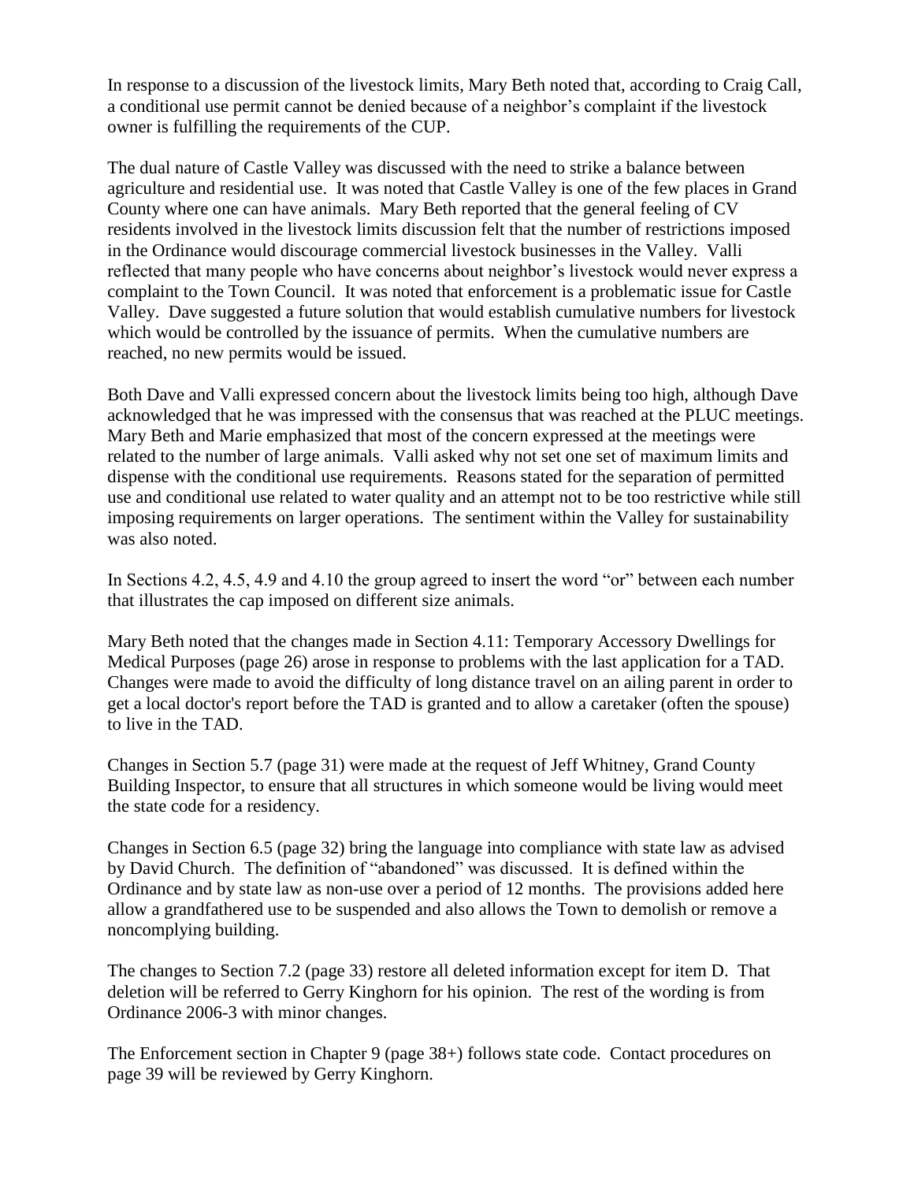In response to a discussion of the livestock limits, Mary Beth noted that, according to Craig Call, a conditional use permit cannot be denied because of a neighbor's complaint if the livestock owner is fulfilling the requirements of the CUP.

The dual nature of Castle Valley was discussed with the need to strike a balance between agriculture and residential use. It was noted that Castle Valley is one of the few places in Grand County where one can have animals. Mary Beth reported that the general feeling of CV residents involved in the livestock limits discussion felt that the number of restrictions imposed in the Ordinance would discourage commercial livestock businesses in the Valley. Valli reflected that many people who have concerns about neighbor's livestock would never express a complaint to the Town Council. It was noted that enforcement is a problematic issue for Castle Valley. Dave suggested a future solution that would establish cumulative numbers for livestock which would be controlled by the issuance of permits. When the cumulative numbers are reached, no new permits would be issued.

Both Dave and Valli expressed concern about the livestock limits being too high, although Dave acknowledged that he was impressed with the consensus that was reached at the PLUC meetings. Mary Beth and Marie emphasized that most of the concern expressed at the meetings were related to the number of large animals. Valli asked why not set one set of maximum limits and dispense with the conditional use requirements. Reasons stated for the separation of permitted use and conditional use related to water quality and an attempt not to be too restrictive while still imposing requirements on larger operations. The sentiment within the Valley for sustainability was also noted.

In Sections 4.2, 4.5, 4.9 and 4.10 the group agreed to insert the word "or" between each number that illustrates the cap imposed on different size animals.

Mary Beth noted that the changes made in Section 4.11: Temporary Accessory Dwellings for Medical Purposes (page 26) arose in response to problems with the last application for a TAD. Changes were made to avoid the difficulty of long distance travel on an ailing parent in order to get a local doctor's report before the TAD is granted and to allow a caretaker (often the spouse) to live in the TAD.

Changes in Section 5.7 (page 31) were made at the request of Jeff Whitney, Grand County Building Inspector, to ensure that all structures in which someone would be living would meet the state code for a residency.

Changes in Section 6.5 (page 32) bring the language into compliance with state law as advised by David Church. The definition of "abandoned" was discussed. It is defined within the Ordinance and by state law as non-use over a period of 12 months. The provisions added here allow a grandfathered use to be suspended and also allows the Town to demolish or remove a noncomplying building.

The changes to Section 7.2 (page 33) restore all deleted information except for item D. That deletion will be referred to Gerry Kinghorn for his opinion. The rest of the wording is from Ordinance 2006-3 with minor changes.

The Enforcement section in Chapter 9 (page 38+) follows state code. Contact procedures on page 39 will be reviewed by Gerry Kinghorn.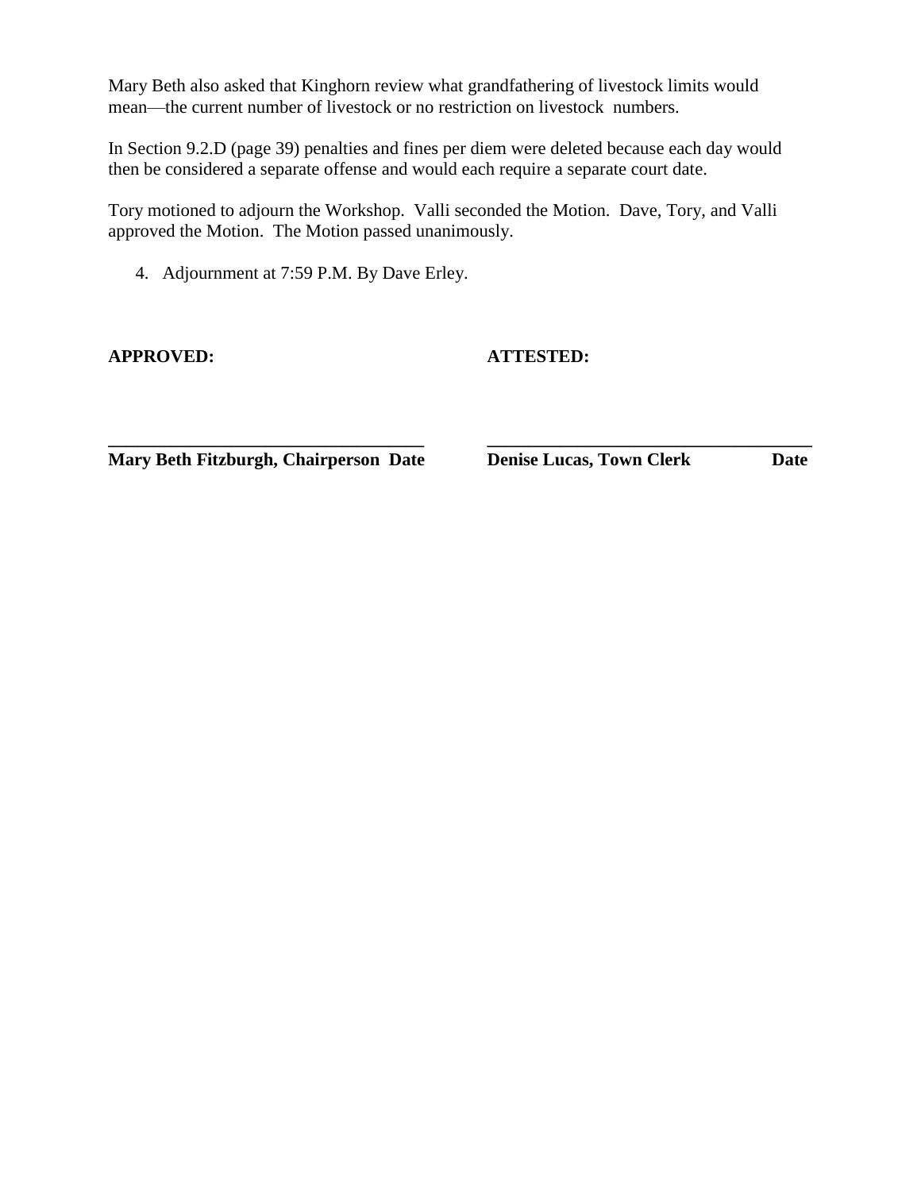Mary Beth also asked that Kinghorn review what grandfathering of livestock limits would mean—the current number of livestock or no restriction on livestock numbers.

In Section 9.2.D (page 39) penalties and fines per diem were deleted because each day would then be considered a separate offense and would each require a separate court date.

Tory motioned to adjourn the Workshop. Valli seconded the Motion. Dave, Tory, and Valli approved the Motion. The Motion passed unanimously.

4. Adjournment at 7:59 P.M. By Dave Erley.

**APPROVED:** **ATTESTED:**

**\_\_\_\_\_\_\_\_\_\_\_\_\_\_\_\_\_\_\_\_\_\_\_\_\_\_\_\_\_\_\_\_\_\_\_**
**Mary Beth Fitzburgh, Chairperson Date**

**\_\_\_\_\_\_\_\_\_\_\_\_\_\_\_\_\_\_\_\_\_\_\_\_\_\_\_\_\_\_\_\_\_\_\_\_**
**Denise Lucas, Town Clerk Date**